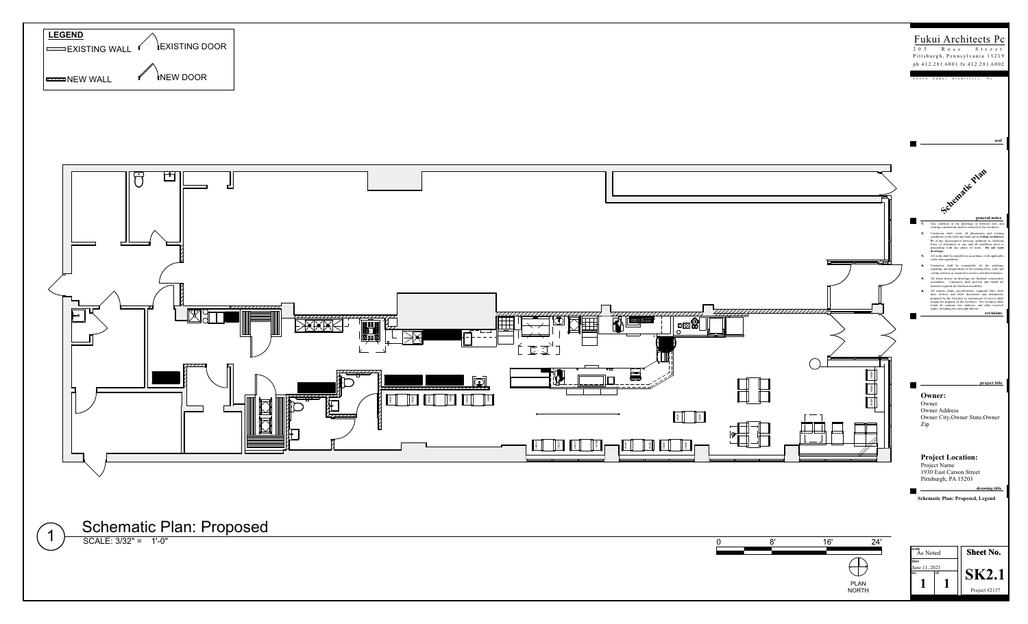**LEGEND**

EXISTING WALL — EXISTING DOOR

NEW WALL — NEW DOOR

Fukui Architects Pc
205 Ross Street
Pittsburgh, Pennsylvania 15219
ph 412.281.6001 fx 412.281.6002

©2020 Fukui Architects, Pc

seal

Schematic Plan

**general notes**

1. Any conflicts in the drawings or between new and existing construction shall be referred to the Architect.
2. Contractor shall verify all dimensions and existing conditions in the field and shall advise **Fukui Architects, Pc** of any discrepancies between, additions to, deletions from, or alterations to any and all conditions prior to proceeding with any phase of work. **Do not scale drawings.**
3. All work shall be installed in accordance with applicable codes and regulations.
4. Contractor shall be responsible for the patching, repairing, and preparations of all existing floor, wall, and ceiling surfaces as required to receive scheduled finishes.
5. All items shown on drawings are finished construction assemblies. Contractor shall provide and install all material required for finished assemblies.
6. All reports, plans, specifications, computer files, field data, notes, and other documents and instruments prepared by the Architect as instruments of service shall remain the property of the Architect. The Architect shall retain all common law statutory, and other reserved rights, including the copyright thereto.

**revisions**

**project title**

**Owner:**
Owner
Owner Address
Owner City,Owner State,Owner Zip

**Project Location:**
Project Name
1930 East Carson Street
Pittsburgh, PA 15203

**drawing title**

**Schematic Plan: Proposed, Legend**

1 Schematic Plan: Proposed
SCALE: 3/32" = 1'-0"

0 8' 16' 24'

PLAN NORTH

| scale | Sheet No. |
|---|---|
| As Noted | |
| date | SK2.1 |
| June 11, 2021 | |
| no. 1 | of. 1 |
| | Project #2137 |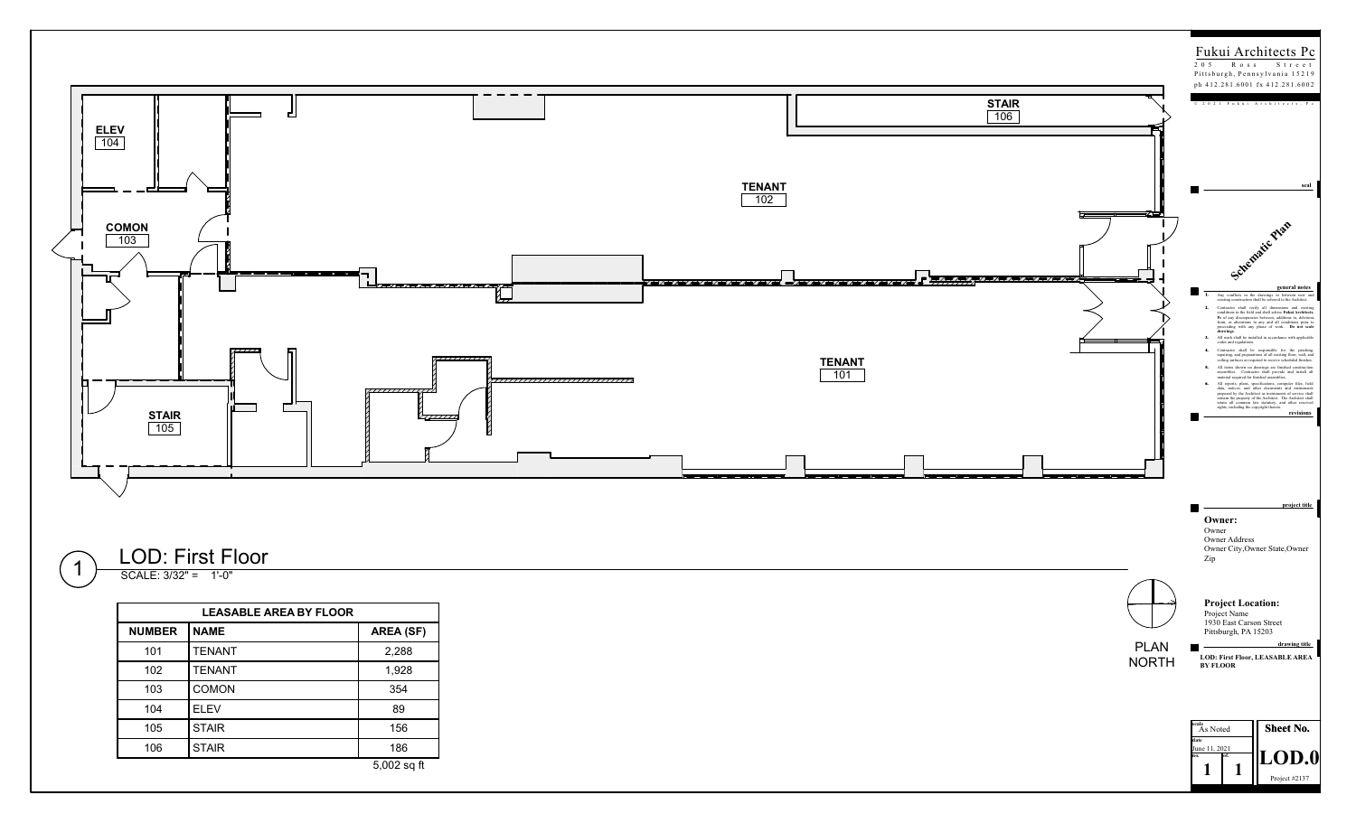## 1 LOD: First Floor

SCALE: 3/32" = 1'-0"

ELEV 104

COMON 103

STAIR 105

TENANT 102

TENANT 101

STAIR 106

| LEASABLE AREA BY FLOOR | | |
|---|---|---|
| NUMBER | NAME | AREA (SF) |
| 101 | TENANT | 2,288 |
| 102 | TENANT | 1,928 |
| 103 | COMON | 354 |
| 104 | ELEV | 89 |
| 105 | STAIR | 156 |
| 106 | STAIR | 186 |
| | | 5,002 sq ft |

PLAN NORTH

Fukui Architects Pc
205 Ross Street
Pittsburgh, Pennsylvania 15219
ph 412.281.6001 fx 412.281.6002

© 2021 Fukui Architects, Pc

seal

Schematic Plan

**general notes**

1. Any conflicts in the drawings or between new and existing construction shall be referred to the Architect.
2. Contractor shall verify all dimensions and existing conditions in the field and shall advise **Fukui Architects, Pc** of any discrepancies between, additions to, deletions from, or alterations in any and all conditions prior to proceeding with any phase of work. **Do not scale drawings.**
3. All work shall be installed in accordance with applicable codes and regulations.
4. Contractor shall be responsible for the patching, repairing, and preparations of all existing floor, wall, and ceiling surfaces as required to receive scheduled finishes.
5. All items shown on drawings are finished construction assemblies. Contractor shall provide and install all material required for finished assemblies.
6. All reports, plans, specifications, computer files, field data, notices, and other documents and instruments prepared by the Architect as instruments of service shall remain the property of the Architect. The Architect shall retain all common law statutory, and other reserved rights, including the copyright thereto.

**revisions**

**project title**

**Owner:**
Owner
Owner Address
Owner City,Owner State,Owner Zip

**Project Location:**
Project Name
1930 East Carson Street
Pittsburgh, PA 15203

**drawing title**

**LOD: First Floor, LEASABLE AREA BY FLOOR**

scale: As Noted

date: June 11, 2021

no. 1 of 1

**Sheet No.**

**LOD.0**

Project #2137